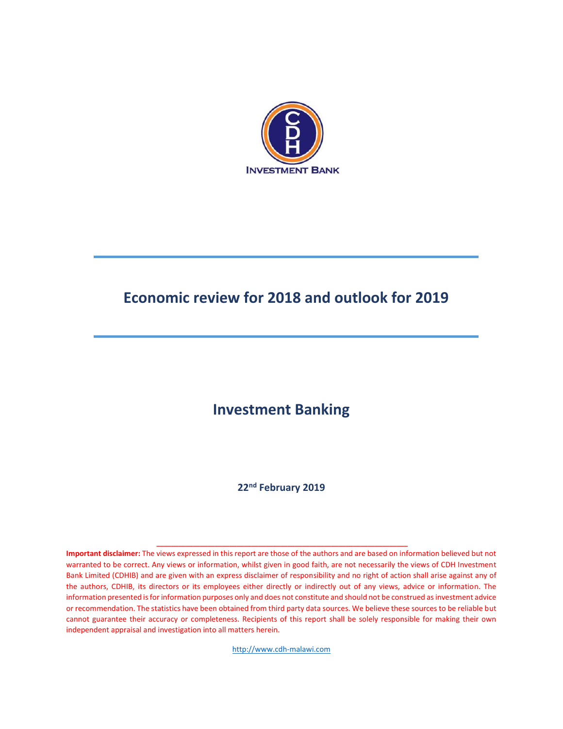CDH

INVESTMENT BANK

# Economic review for 2018 and outlook for 2019

## Investment Banking

**22nd February 2019**

**Important disclaimer:** The views expressed in this report are those of the authors and are based on information believed but not warranted to be correct. Any views or information, whilst given in good faith, are not necessarily the views of CDH Investment Bank Limited (CDHIB) and are given with an express disclaimer of responsibility and no right of action shall arise against any of the authors, CDHIB, its directors or its employees either directly or indirectly out of any views, advice or information. The information presented is for information purposes only and does not constitute and should not be construed as investment advice or recommendation. The statistics have been obtained from third party data sources. We believe these sources to be reliable but cannot guarantee their accuracy or completeness. Recipients of this report shall be solely responsible for making their own independent appraisal and investigation into all matters herein.

http://www.cdh-malawi.com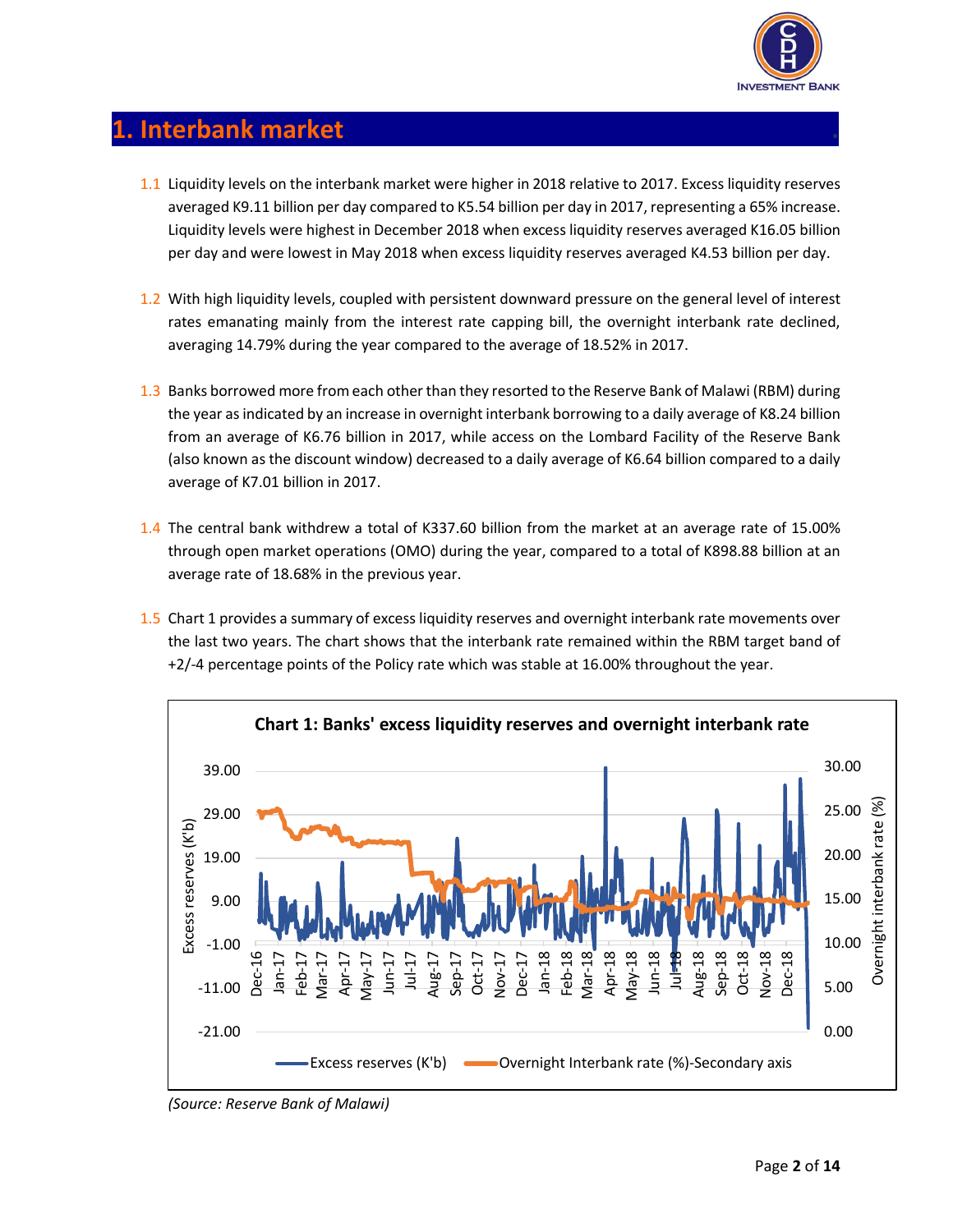# 1. Interbank market

1.1 Liquidity levels on the interbank market were higher in 2018 relative to 2017. Excess liquidity reserves averaged K9.11 billion per day compared to K5.54 billion per day in 2017, representing a 65% increase. Liquidity levels were highest in December 2018 when excess liquidity reserves averaged K16.05 billion per day and were lowest in May 2018 when excess liquidity reserves averaged K4.53 billion per day.

1.2 With high liquidity levels, coupled with persistent downward pressure on the general level of interest rates emanating mainly from the interest rate capping bill, the overnight interbank rate declined, averaging 14.79% during the year compared to the average of 18.52% in 2017.

1.3 Banks borrowed more from each other than they resorted to the Reserve Bank of Malawi (RBM) during the year as indicated by an increase in overnight interbank borrowing to a daily average of K8.24 billion from an average of K6.76 billion in 2017, while access on the Lombard Facility of the Reserve Bank (also known as the discount window) decreased to a daily average of K6.64 billion compared to a daily average of K7.01 billion in 2017.

1.4 The central bank withdrew a total of K337.60 billion from the market at an average rate of 15.00% through open market operations (OMO) during the year, compared to a total of K898.88 billion at an average rate of 18.68% in the previous year.

1.5 Chart 1 provides a summary of excess liquidity reserves and overnight interbank rate movements over the last two years. The chart shows that the interbank rate remained within the RBM target band of +2/-4 percentage points of the Policy rate which was stable at 16.00% throughout the year.

**Chart 1: Banks' excess liquidity reserves and overnight interbank rate**

*(Source: Reserve Bank of Malawi)*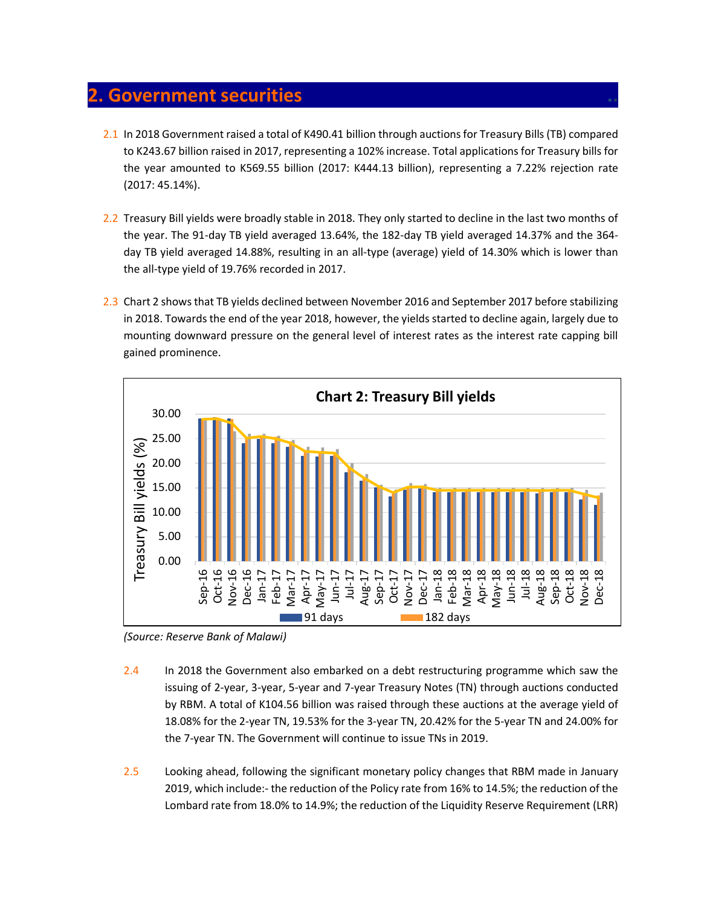## 2. Government securities

2.1 In 2018 Government raised a total of K490.41 billion through auctions for Treasury Bills (TB) compared to K243.67 billion raised in 2017, representing a 102% increase. Total applications for Treasury bills for the year amounted to K569.55 billion (2017: K444.13 billion), representing a 7.22% rejection rate (2017: 45.14%).

2.2 Treasury Bill yields were broadly stable in 2018. They only started to decline in the last two months of the year. The 91-day TB yield averaged 13.64%, the 182-day TB yield averaged 14.37% and the 364-day TB yield averaged 14.88%, resulting in an all-type (average) yield of 14.30% which is lower than the all-type yield of 19.76% recorded in 2017.

2.3 Chart 2 shows that TB yields declined between November 2016 and September 2017 before stabilizing in 2018. Towards the end of the year 2018, however, the yields started to decline again, largely due to mounting downward pressure on the general level of interest rates as the interest rate capping bill gained prominence.

**Chart 2: Treasury Bill yields**

*(Source: Reserve Bank of Malawi)*

2.4 In 2018 the Government also embarked on a debt restructuring programme which saw the issuing of 2-year, 3-year, 5-year and 7-year Treasury Notes (TN) through auctions conducted by RBM. A total of K104.56 billion was raised through these auctions at the average yield of 18.08% for the 2-year TN, 19.53% for the 3-year TN, 20.42% for the 5-year TN and 24.00% for the 7-year TN. The Government will continue to issue TNs in 2019.

2.5 Looking ahead, following the significant monetary policy changes that RBM made in January 2019, which include:- the reduction of the Policy rate from 16% to 14.5%; the reduction of the Lombard rate from 18.0% to 14.9%; the reduction of the Liquidity Reserve Requirement (LRR)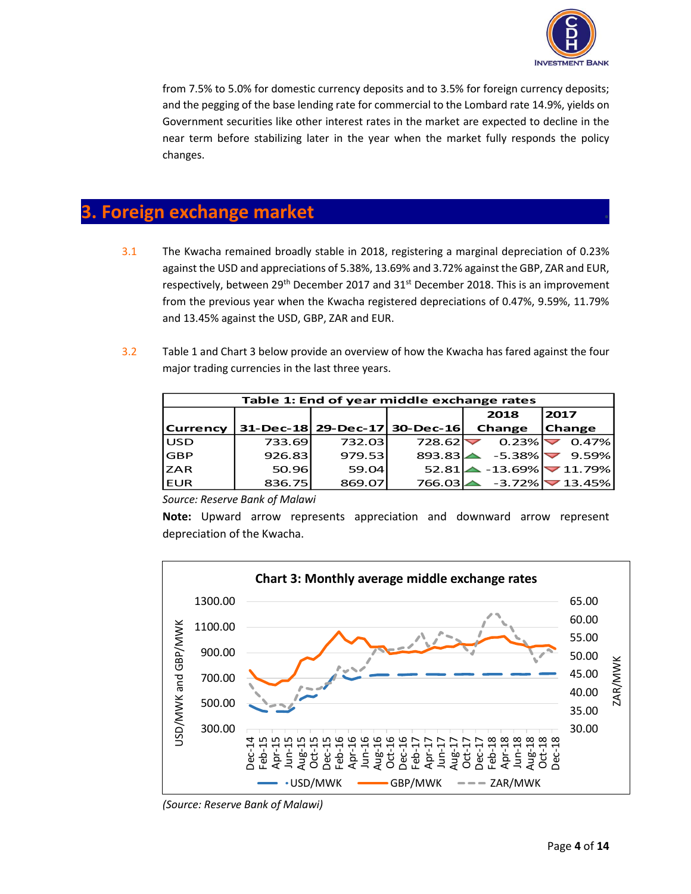from 7.5% to 5.0% for domestic currency deposits and to 3.5% for foreign currency deposits; and the pegging of the base lending rate for commercial to the Lombard rate 14.9%, yields on Government securities like other interest rates in the market are expected to decline in the near term before stabilizing later in the year when the market fully responds the policy changes.

## 3. Foreign exchange market

3.1 The Kwacha remained broadly stable in 2018, registering a marginal depreciation of 0.23% against the USD and appreciations of 5.38%, 13.69% and 3.72% against the GBP, ZAR and EUR, respectively, between 29th December 2017 and 31st December 2018. This is an improvement from the previous year when the Kwacha registered depreciations of 0.47%, 9.59%, 11.79% and 13.45% against the USD, GBP, ZAR and EUR.

3.2 Table 1 and Chart 3 below provide an overview of how the Kwacha has fared against the four major trading currencies in the last three years.

**Table 1: End of year middle exchange rates**

| Currency | 31-Dec-18 | 29-Dec-17 | 30-Dec-16 | 2018 Change | 2017 Change |
|---|---|---|---|---|---|
| USD | 733.69 | 732.03 | 728.62 | ▼ 0.23% | ▼ 0.47% |
| GBP | 926.83 | 979.53 | 893.83 | ▲ -5.38% | ▼ 9.59% |
| ZAR | 50.96 | 59.04 | 52.81 | ▲ -13.69% | ▼ 11.79% |
| EUR | 836.75 | 869.07 | 766.03 | ▲ -3.72% | ▼ 13.45% |

*Source: Reserve Bank of Malawi*

**Note:** Upward arrow represents appreciation and downward arrow represent depreciation of the Kwacha.

**Chart 3: Monthly average middle exchange rates**

*(Source: Reserve Bank of Malawi)*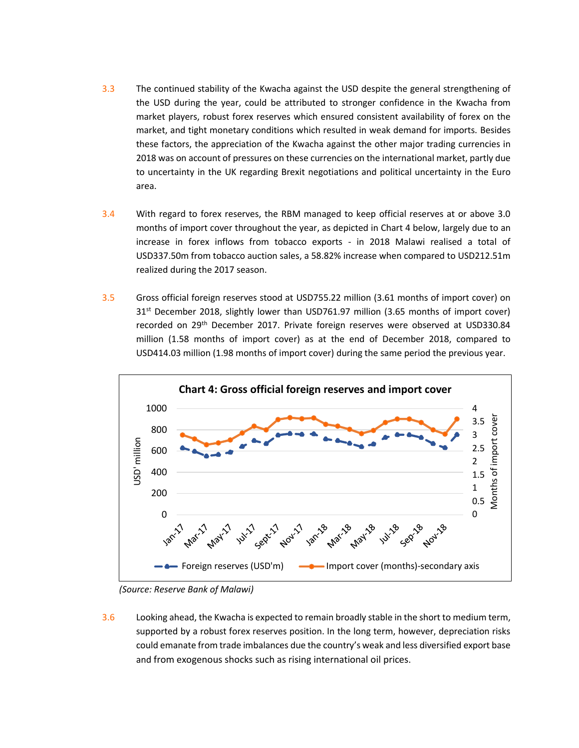3.3 The continued stability of the Kwacha against the USD despite the general strengthening of the USD during the year, could be attributed to stronger confidence in the Kwacha from market players, robust forex reserves which ensured consistent availability of forex on the market, and tight monetary conditions which resulted in weak demand for imports. Besides these factors, the appreciation of the Kwacha against the other major trading currencies in 2018 was on account of pressures on these currencies on the international market, partly due to uncertainty in the UK regarding Brexit negotiations and political uncertainty in the Euro area.

3.4 With regard to forex reserves, the RBM managed to keep official reserves at or above 3.0 months of import cover throughout the year, as depicted in Chart 4 below, largely due to an increase in forex inflows from tobacco exports - in 2018 Malawi realised a total of USD337.50m from tobacco auction sales, a 58.82% increase when compared to USD212.51m realized during the 2017 season.

3.5 Gross official foreign reserves stood at USD755.22 million (3.61 months of import cover) on 31st December 2018, slightly lower than USD761.97 million (3.65 months of import cover) recorded on 29th December 2017. Private foreign reserves were observed at USD330.84 million (1.58 months of import cover) as at the end of December 2018, compared to USD414.03 million (1.98 months of import cover) during the same period the previous year.

**Chart 4: Gross official foreign reserves and import cover**

*(Source: Reserve Bank of Malawi)*

3.6 Looking ahead, the Kwacha is expected to remain broadly stable in the short to medium term, supported by a robust forex reserves position. In the long term, however, depreciation risks could emanate from trade imbalances due the country's weak and less diversified export base and from exogenous shocks such as rising international oil prices.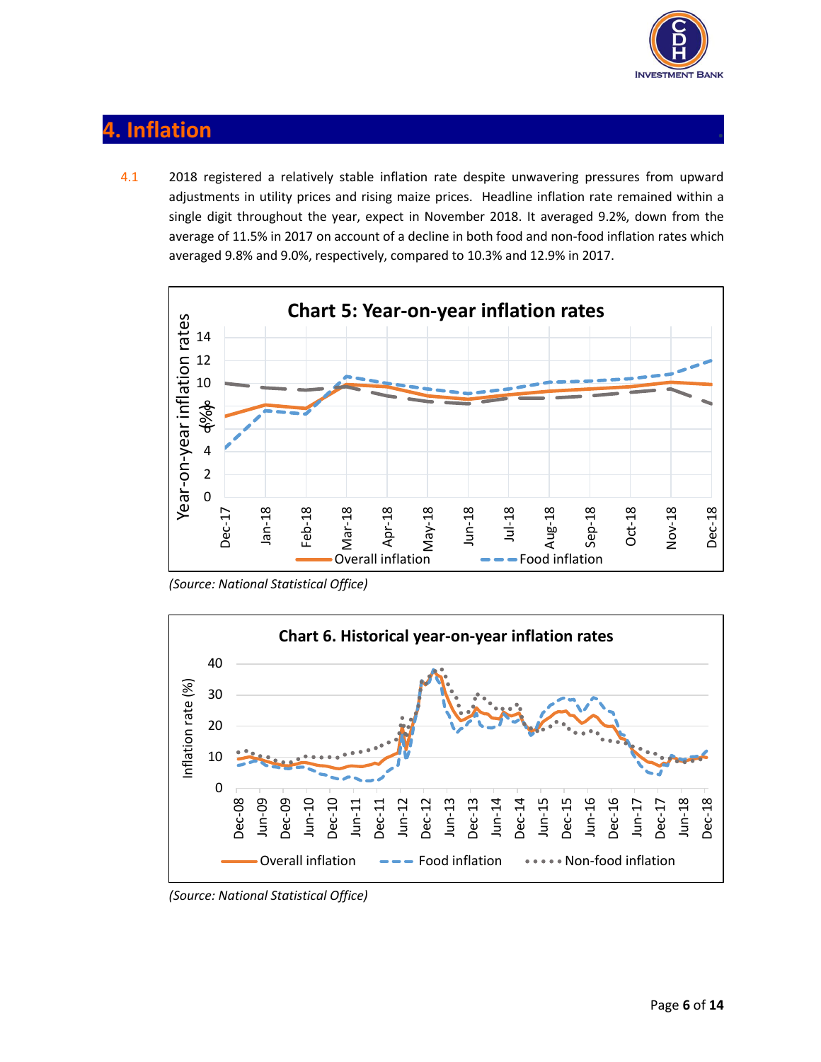## 4. Inflation

4.1 2018 registered a relatively stable inflation rate despite unwavering pressures from upward adjustments in utility prices and rising maize prices. Headline inflation rate remained within a single digit throughout the year, expect in November 2018. It averaged 9.2%, down from the average of 11.5% in 2017 on account of a decline in both food and non-food inflation rates which averaged 9.8% and 9.0%, respectively, compared to 10.3% and 12.9% in 2017.

**Chart 5: Year-on-year inflation rates**

*(Source: National Statistical Office)*

**Chart 6. Historical year-on-year inflation rates**

*(Source: National Statistical Office)*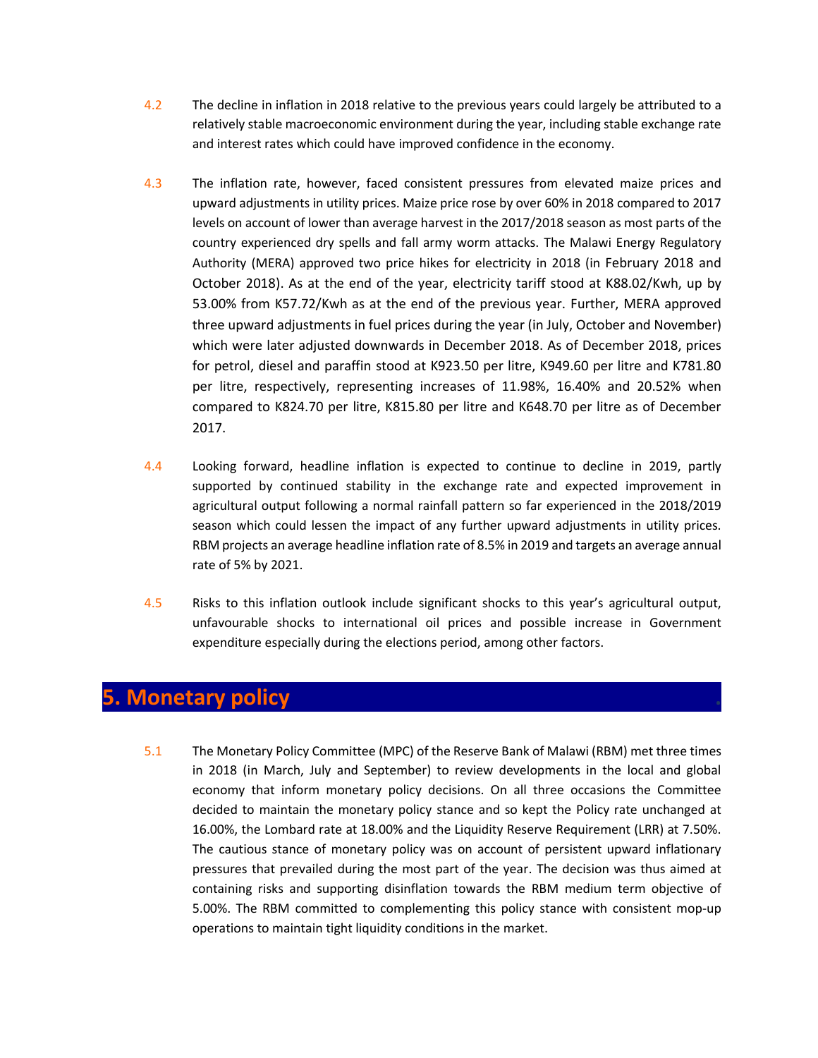4.2 The decline in inflation in 2018 relative to the previous years could largely be attributed to a relatively stable macroeconomic environment during the year, including stable exchange rate and interest rates which could have improved confidence in the economy.

4.3 The inflation rate, however, faced consistent pressures from elevated maize prices and upward adjustments in utility prices. Maize price rose by over 60% in 2018 compared to 2017 levels on account of lower than average harvest in the 2017/2018 season as most parts of the country experienced dry spells and fall army worm attacks. The Malawi Energy Regulatory Authority (MERA) approved two price hikes for electricity in 2018 (in February 2018 and October 2018). As at the end of the year, electricity tariff stood at K88.02/Kwh, up by 53.00% from K57.72/Kwh as at the end of the previous year. Further, MERA approved three upward adjustments in fuel prices during the year (in July, October and November) which were later adjusted downwards in December 2018. As of December 2018, prices for petrol, diesel and paraffin stood at K923.50 per litre, K949.60 per litre and K781.80 per litre, respectively, representing increases of 11.98%, 16.40% and 20.52% when compared to K824.70 per litre, K815.80 per litre and K648.70 per litre as of December 2017.

4.4 Looking forward, headline inflation is expected to continue to decline in 2019, partly supported by continued stability in the exchange rate and expected improvement in agricultural output following a normal rainfall pattern so far experienced in the 2018/2019 season which could lessen the impact of any further upward adjustments in utility prices. RBM projects an average headline inflation rate of 8.5% in 2019 and targets an average annual rate of 5% by 2021.

4.5 Risks to this inflation outlook include significant shocks to this year's agricultural output, unfavourable shocks to international oil prices and possible increase in Government expenditure especially during the elections period, among other factors.

# 5. Monetary policy

5.1 The Monetary Policy Committee (MPC) of the Reserve Bank of Malawi (RBM) met three times in 2018 (in March, July and September) to review developments in the local and global economy that inform monetary policy decisions. On all three occasions the Committee decided to maintain the monetary policy stance and so kept the Policy rate unchanged at 16.00%, the Lombard rate at 18.00% and the Liquidity Reserve Requirement (LRR) at 7.50%. The cautious stance of monetary policy was on account of persistent upward inflationary pressures that prevailed during the most part of the year. The decision was thus aimed at containing risks and supporting disinflation towards the RBM medium term objective of 5.00%. The RBM committed to complementing this policy stance with consistent mop-up operations to maintain tight liquidity conditions in the market.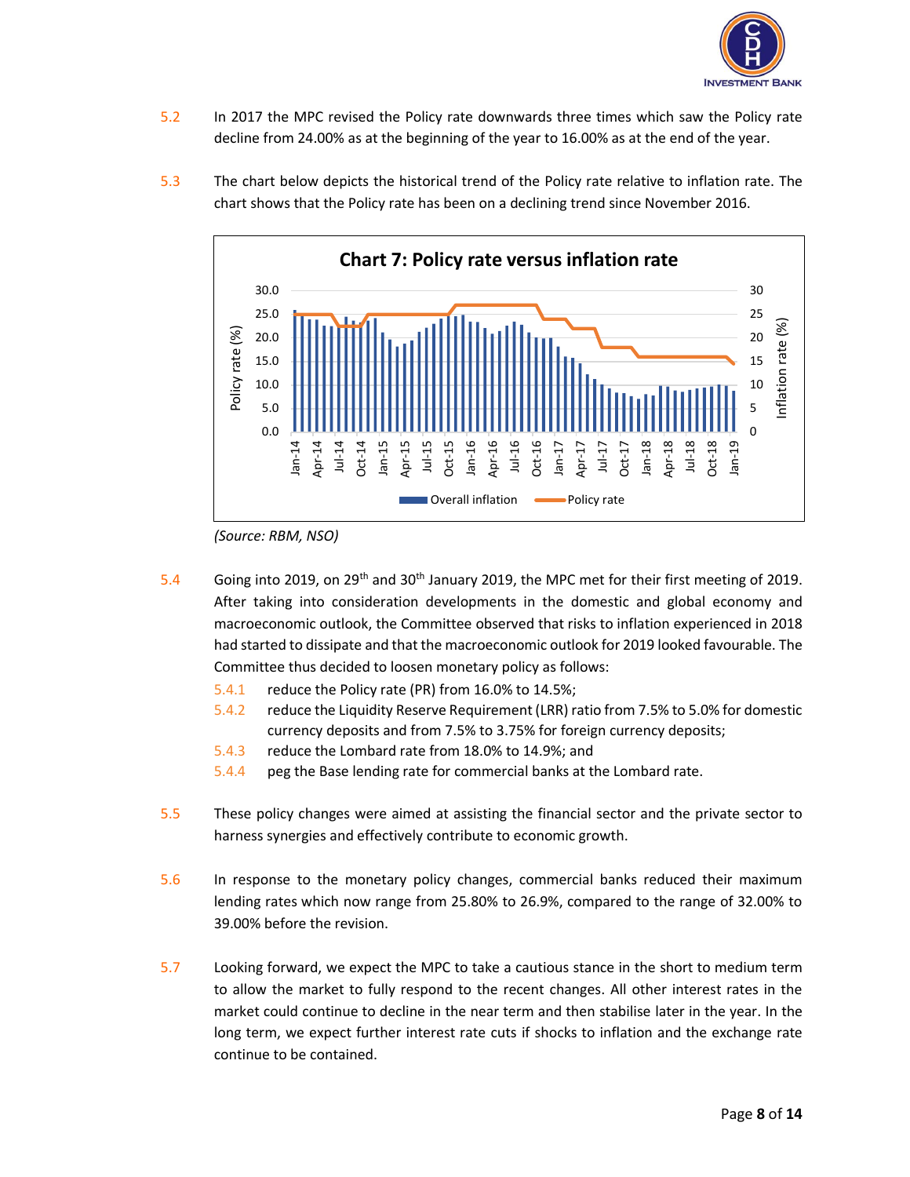5.2 In 2017 the MPC revised the Policy rate downwards three times which saw the Policy rate decline from 24.00% as at the beginning of the year to 16.00% as at the end of the year.

5.3 The chart below depicts the historical trend of the Policy rate relative to inflation rate. The chart shows that the Policy rate has been on a declining trend since November 2016.

**Chart 7: Policy rate versus inflation rate**

(Source: RBM, NSO)

5.4 Going into 2019, on 29th and 30th January 2019, the MPC met for their first meeting of 2019. After taking into consideration developments in the domestic and global economy and macroeconomic outlook, the Committee observed that risks to inflation experienced in 2018 had started to dissipate and that the macroeconomic outlook for 2019 looked favourable. The Committee thus decided to loosen monetary policy as follows:

- 5.4.1 reduce the Policy rate (PR) from 16.0% to 14.5%;
- 5.4.2 reduce the Liquidity Reserve Requirement (LRR) ratio from 7.5% to 5.0% for domestic currency deposits and from 7.5% to 3.75% for foreign currency deposits;
- 5.4.3 reduce the Lombard rate from 18.0% to 14.9%; and
- 5.4.4 peg the Base lending rate for commercial banks at the Lombard rate.

5.5 These policy changes were aimed at assisting the financial sector and the private sector to harness synergies and effectively contribute to economic growth.

5.6 In response to the monetary policy changes, commercial banks reduced their maximum lending rates which now range from 25.80% to 26.9%, compared to the range of 32.00% to 39.00% before the revision.

5.7 Looking forward, we expect the MPC to take a cautious stance in the short to medium term to allow the market to fully respond to the recent changes. All other interest rates in the market could continue to decline in the near term and then stabilise later in the year. In the long term, we expect further interest rate cuts if shocks to inflation and the exchange rate continue to be contained.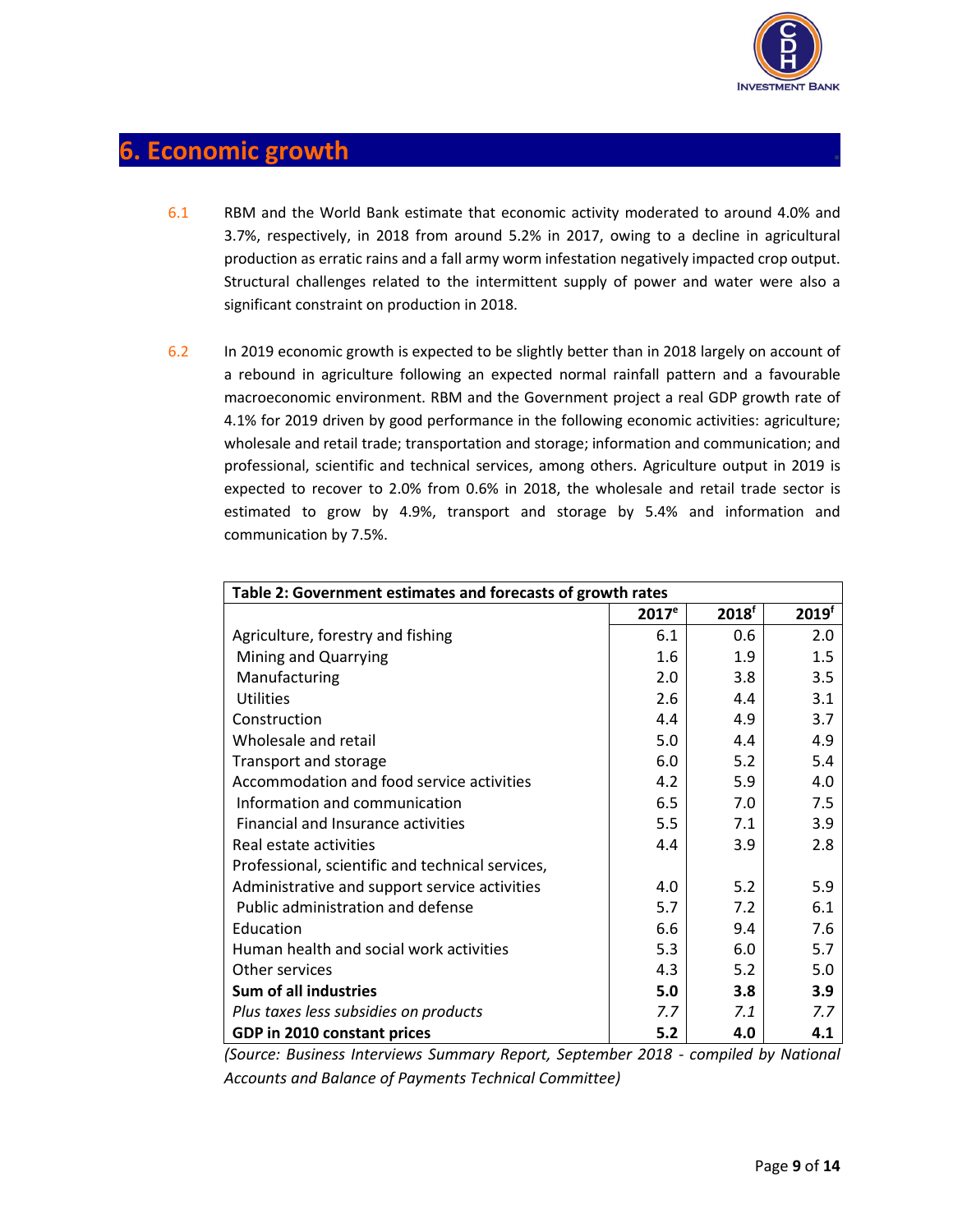## 6. Economic growth

6.1 RBM and the World Bank estimate that economic activity moderated to around 4.0% and 3.7%, respectively, in 2018 from around 5.2% in 2017, owing to a decline in agricultural production as erratic rains and a fall army worm infestation negatively impacted crop output. Structural challenges related to the intermittent supply of power and water were also a significant constraint on production in 2018.

6.2 In 2019 economic growth is expected to be slightly better than in 2018 largely on account of a rebound in agriculture following an expected normal rainfall pattern and a favourable macroeconomic environment. RBM and the Government project a real GDP growth rate of 4.1% for 2019 driven by good performance in the following economic activities: agriculture; wholesale and retail trade; transportation and storage; information and communication; and professional, scientific and technical services, among others. Agriculture output in 2019 is expected to recover to 2.0% from 0.6% in 2018, the wholesale and retail trade sector is estimated to grow by 4.9%, transport and storage by 5.4% and information and communication by 7.5%.

| **Table 2: Government estimates and forecasts of growth rates** | | | |
|---|---|---|---|
| | **2017^e^** | **2018^f^** | **2019^f^** |
| Agriculture, forestry and fishing | 6.1 | 0.6 | 2.0 |
| Mining and Quarrying | 1.6 | 1.9 | 1.5 |
| Manufacturing | 2.0 | 3.8 | 3.5 |
| Utilities | 2.6 | 4.4 | 3.1 |
| Construction | 4.4 | 4.9 | 3.7 |
| Wholesale and retail | 5.0 | 4.4 | 4.9 |
| Transport and storage | 6.0 | 5.2 | 5.4 |
| Accommodation and food service activities | 4.2 | 5.9 | 4.0 |
| Information and communication | 6.5 | 7.0 | 7.5 |
| Financial and Insurance activities | 5.5 | 7.1 | 3.9 |
| Real estate activities | 4.4 | 3.9 | 2.8 |
| Professional, scientific and technical services, Administrative and support service activities | 4.0 | 5.2 | 5.9 |
| Public administration and defense | 5.7 | 7.2 | 6.1 |
| Education | 6.6 | 9.4 | 7.6 |
| Human health and social work activities | 5.3 | 6.0 | 5.7 |
| Other services | 4.3 | 5.2 | 5.0 |
| **Sum of all industries** | **5.0** | **3.8** | **3.9** |
| *Plus taxes less subsidies on products* | *7.7* | *7.1* | *7.7* |
| **GDP in 2010 constant prices** | **5.2** | **4.0** | **4.1** |

*(Source: Business Interviews Summary Report, September 2018 - compiled by National Accounts and Balance of Payments Technical Committee)*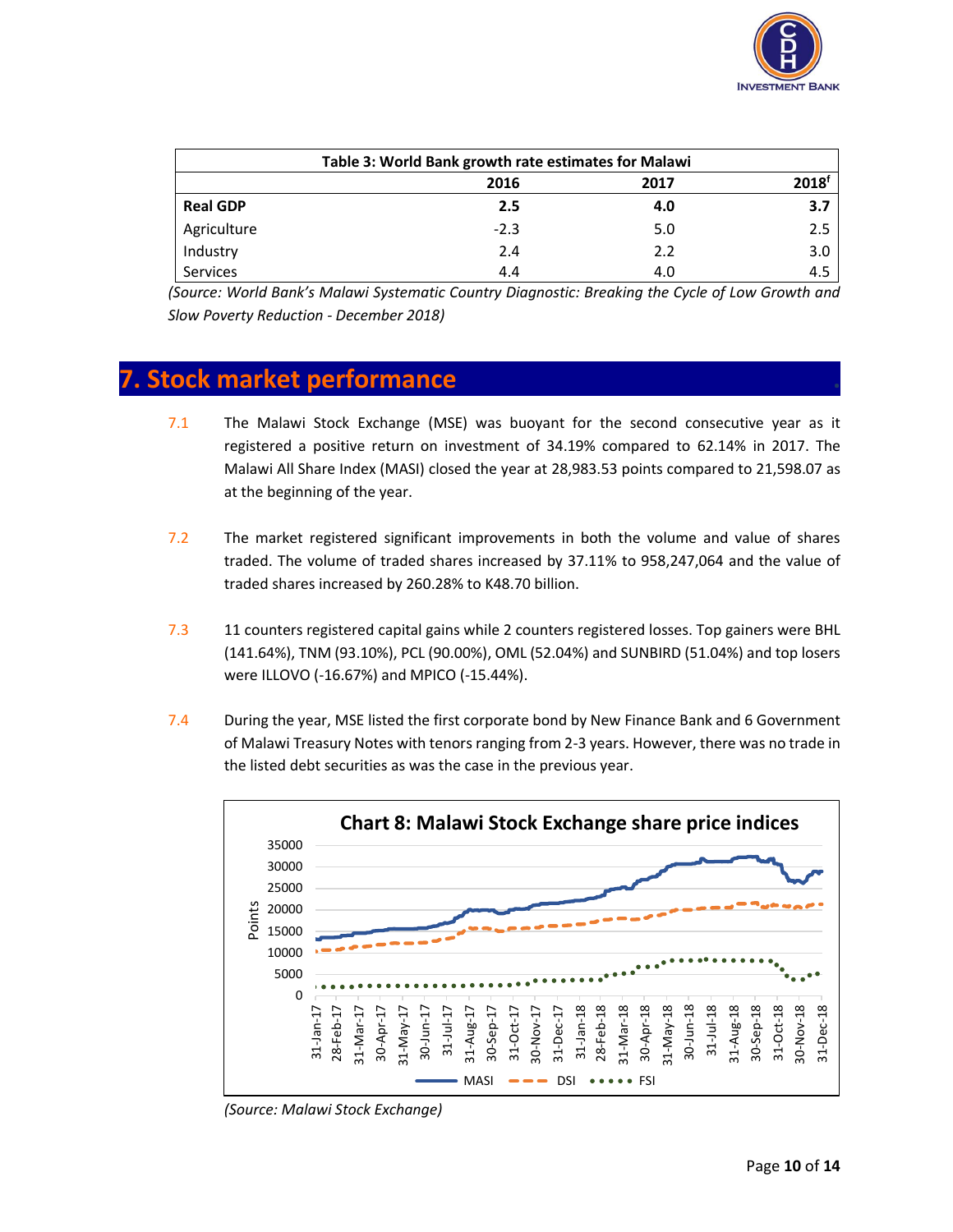| Table 3: World Bank growth rate estimates for Malawi | | | |
|---|---|---|---|
| | 2016 | 2017 | 2018[f] |
| **Real GDP** | **2.5** | **4.0** | **3.7** |
| Agriculture | -2.3 | 5.0 | 2.5 |
| Industry | 2.4 | 2.2 | 3.0 |
| Services | 4.4 | 4.0 | 4.5 |

*(Source: World Bank's Malawi Systematic Country Diagnostic: Breaking the Cycle of Low Growth and Slow Poverty Reduction - December 2018)*

## 7. Stock market performance

7.1 The Malawi Stock Exchange (MSE) was buoyant for the second consecutive year as it registered a positive return on investment of 34.19% compared to 62.14% in 2017. The Malawi All Share Index (MASI) closed the year at 28,983.53 points compared to 21,598.07 as at the beginning of the year.

7.2 The market registered significant improvements in both the volume and value of shares traded. The volume of traded shares increased by 37.11% to 958,247,064 and the value of traded shares increased by 260.28% to K48.70 billion.

7.3 11 counters registered capital gains while 2 counters registered losses. Top gainers were BHL (141.64%), TNM (93.10%), PCL (90.00%), OML (52.04%) and SUNBIRD (51.04%) and top losers were ILLOVO (-16.67%) and MPICO (-15.44%).

7.4 During the year, MSE listed the first corporate bond by New Finance Bank and 6 Government of Malawi Treasury Notes with tenors ranging from 2-3 years. However, there was no trade in the listed debt securities as was the case in the previous year.

**Chart 8: Malawi Stock Exchange share price indices**

*(Source: Malawi Stock Exchange)*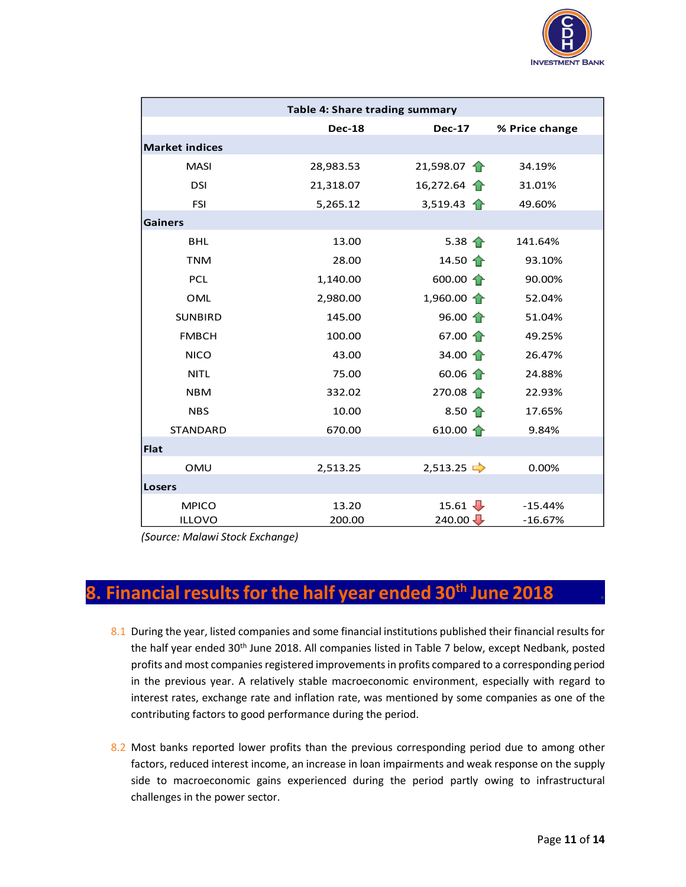| Table 4: Share trading summary | | | |
|---|---|---|---|
| | **Dec-18** | **Dec-17** | **% Price change** |
| **Market indices** | | | |
| MASI | 28,983.53 | 21,598.07 | 34.19% |
| DSI | 21,318.07 | 16,272.64 | 31.01% |
| FSI | 5,265.12 | 3,519.43 | 49.60% |
| **Gainers** | | | |
| BHL | 13.00 | 5.38 | 141.64% |
| TNM | 28.00 | 14.50 | 93.10% |
| PCL | 1,140.00 | 600.00 | 90.00% |
| OML | 2,980.00 | 1,960.00 | 52.04% |
| SUNBIRD | 145.00 | 96.00 | 51.04% |
| FMBCH | 100.00 | 67.00 | 49.25% |
| NICO | 43.00 | 34.00 | 26.47% |
| NITL | 75.00 | 60.06 | 24.88% |
| NBM | 332.02 | 270.08 | 22.93% |
| NBS | 10.00 | 8.50 | 17.65% |
| STANDARD | 670.00 | 610.00 | 9.84% |
| **Flat** | | | |
| OMU | 2,513.25 | 2,513.25 | 0.00% |
| **Losers** | | | |
| MPICO | 13.20 | 15.61 | -15.44% |
| ILLOVO | 200.00 | 240.00 | -16.67% |

*(Source: Malawi Stock Exchange)*

# 8. Financial results for the half year ended 30th June 2018

8.1 During the year, listed companies and some financial institutions published their financial results for the half year ended 30th June 2018. All companies listed in Table 7 below, except Nedbank, posted profits and most companies registered improvements in profits compared to a corresponding period in the previous year. A relatively stable macroeconomic environment, especially with regard to interest rates, exchange rate and inflation rate, was mentioned by some companies as one of the contributing factors to good performance during the period.

8.2 Most banks reported lower profits than the previous corresponding period due to among other factors, reduced interest income, an increase in loan impairments and weak response on the supply side to macroeconomic gains experienced during the period partly owing to infrastructural challenges in the power sector.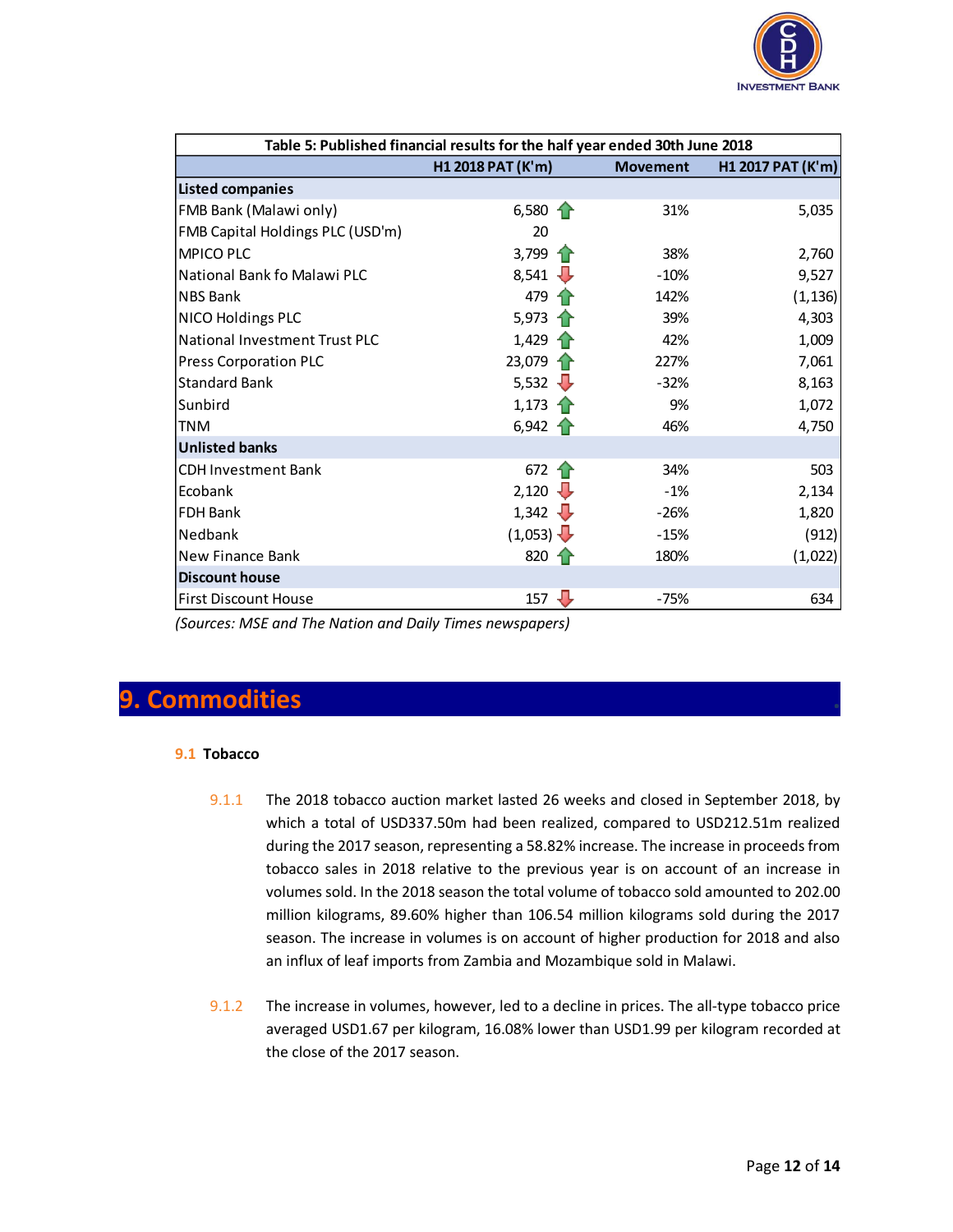| Table 5: Published financial results for the half year ended 30th June 2018 | | | |
|---|---|---|---|
| | **H1 2018 PAT (K'm)** | **Movement** | **H1 2017 PAT (K'm)** |
| **Listed companies** | | | |
| FMB Bank (Malawi only) | 6,580 ↑ | 31% | 5,035 |
| FMB Capital Holdings PLC (USD'm) | 20 | | |
| MPICO PLC | 3,799 ↑ | 38% | 2,760 |
| National Bank fo Malawi PLC | 8,541 ↓ | -10% | 9,527 |
| NBS Bank | 479 ↑ | 142% | (1,136) |
| NICO Holdings PLC | 5,973 ↑ | 39% | 4,303 |
| National Investment Trust PLC | 1,429 ↑ | 42% | 1,009 |
| Press Corporation PLC | 23,079 ↑ | 227% | 7,061 |
| Standard Bank | 5,532 ↓ | -32% | 8,163 |
| Sunbird | 1,173 ↑ | 9% | 1,072 |
| TNM | 6,942 ↑ | 46% | 4,750 |
| **Unlisted banks** | | | |
| CDH Investment Bank | 672 ↑ | 34% | 503 |
| Ecobank | 2,120 ↓ | -1% | 2,134 |
| FDH Bank | 1,342 ↓ | -26% | 1,820 |
| Nedbank | (1,053) ↓ | -15% | (912) |
| New Finance Bank | 820 ↑ | 180% | (1,022) |
| **Discount house** | | | |
| First Discount House | 157 ↓ | -75% | 634 |

*(Sources: MSE and The Nation and Daily Times newspapers)*

# 9. Commodities

## 9.1 Tobacco

9.1.1 The 2018 tobacco auction market lasted 26 weeks and closed in September 2018, by which a total of USD337.50m had been realized, compared to USD212.51m realized during the 2017 season, representing a 58.82% increase. The increase in proceeds from tobacco sales in 2018 relative to the previous year is on account of an increase in volumes sold. In the 2018 season the total volume of tobacco sold amounted to 202.00 million kilograms, 89.60% higher than 106.54 million kilograms sold during the 2017 season. The increase in volumes is on account of higher production for 2018 and also an influx of leaf imports from Zambia and Mozambique sold in Malawi.

9.1.2 The increase in volumes, however, led to a decline in prices. The all-type tobacco price averaged USD1.67 per kilogram, 16.08% lower than USD1.99 per kilogram recorded at the close of the 2017 season.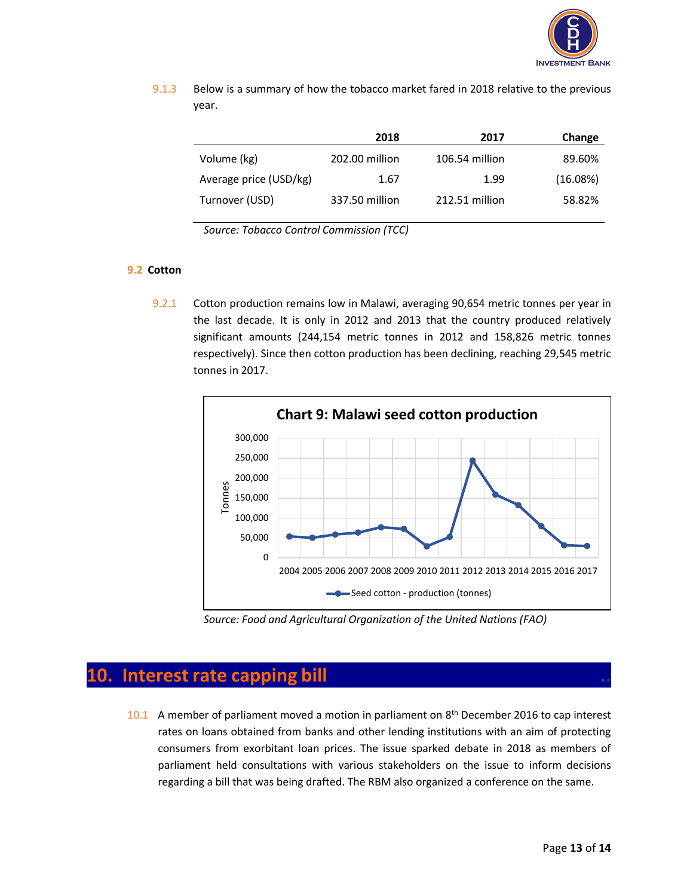9.1.3 Below is a summary of how the tobacco market fared in 2018 relative to the previous year.

| | 2018 | 2017 | Change |
|---|---|---|---|
| Volume (kg) | 202.00 million | 106.54 million | 89.60% |
| Average price (USD/kg) | 1.67 | 1.99 | (16.08%) |
| Turnover (USD) | 337.50 million | 212.51 million | 58.82% |

*Source: Tobacco Control Commission (TCC)*

### 9.2 Cotton

9.2.1 Cotton production remains low in Malawi, averaging 90,654 metric tonnes per year in the last decade. It is only in 2012 and 2013 that the country produced relatively significant amounts (244,154 metric tonnes in 2012 and 158,826 metric tonnes respectively). Since then cotton production has been declining, reaching 29,545 metric tonnes in 2017.

**Chart 9: Malawi seed cotton production**

*Source: Food and Agricultural Organization of the United Nations (FAO)*

## 10. Interest rate capping bill

10.1 A member of parliament moved a motion in parliament on 8th December 2016 to cap interest rates on loans obtained from banks and other lending institutions with an aim of protecting consumers from exorbitant loan prices. The issue sparked debate in 2018 as members of parliament held consultations with various stakeholders on the issue to inform decisions regarding a bill that was being drafted. The RBM also organized a conference on the same.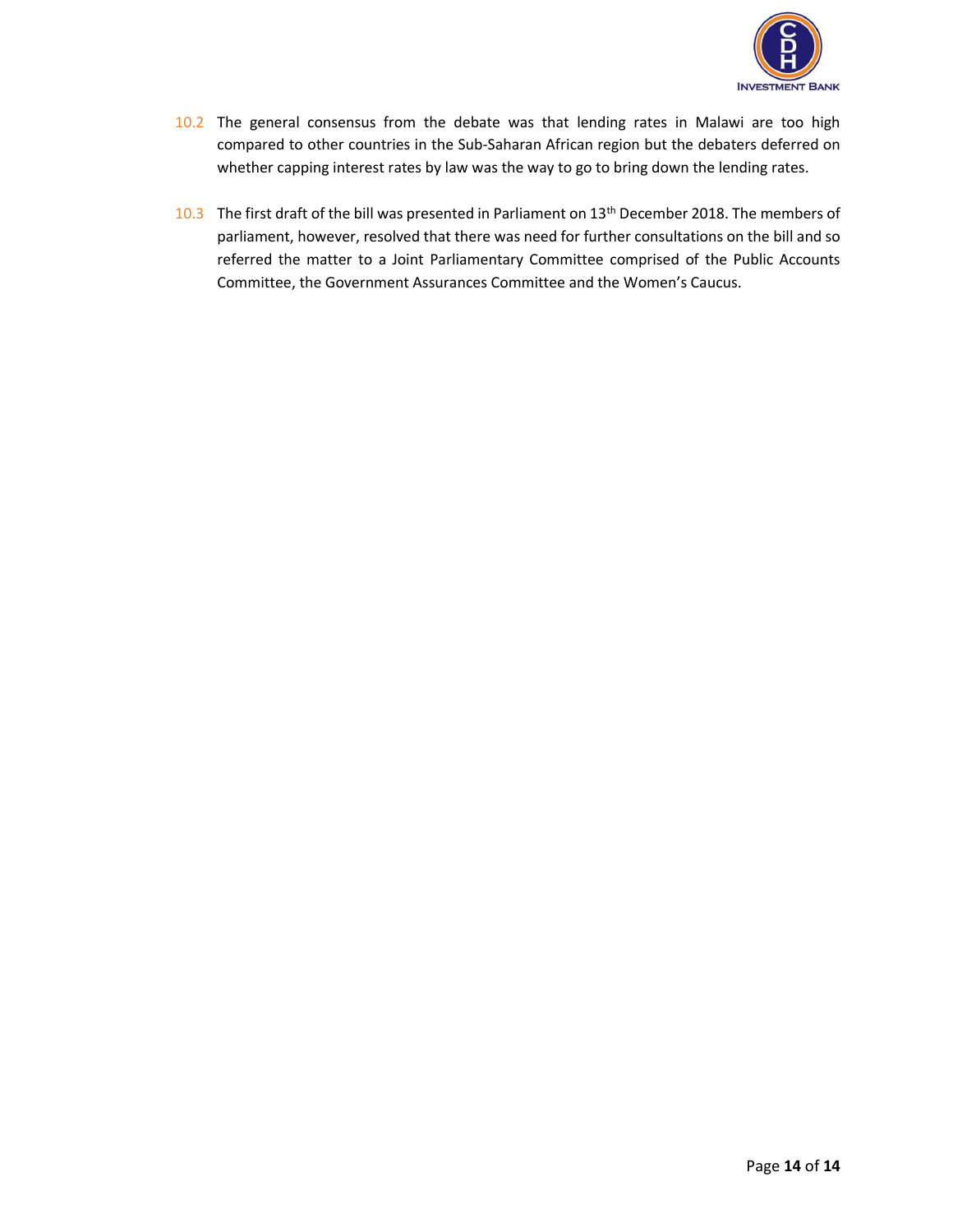10.2 The general consensus from the debate was that lending rates in Malawi are too high compared to other countries in the Sub-Saharan African region but the debaters deferred on whether capping interest rates by law was the way to go to bring down the lending rates.

10.3 The first draft of the bill was presented in Parliament on 13th December 2018. The members of parliament, however, resolved that there was need for further consultations on the bill and so referred the matter to a Joint Parliamentary Committee comprised of the Public Accounts Committee, the Government Assurances Committee and the Women's Caucus.